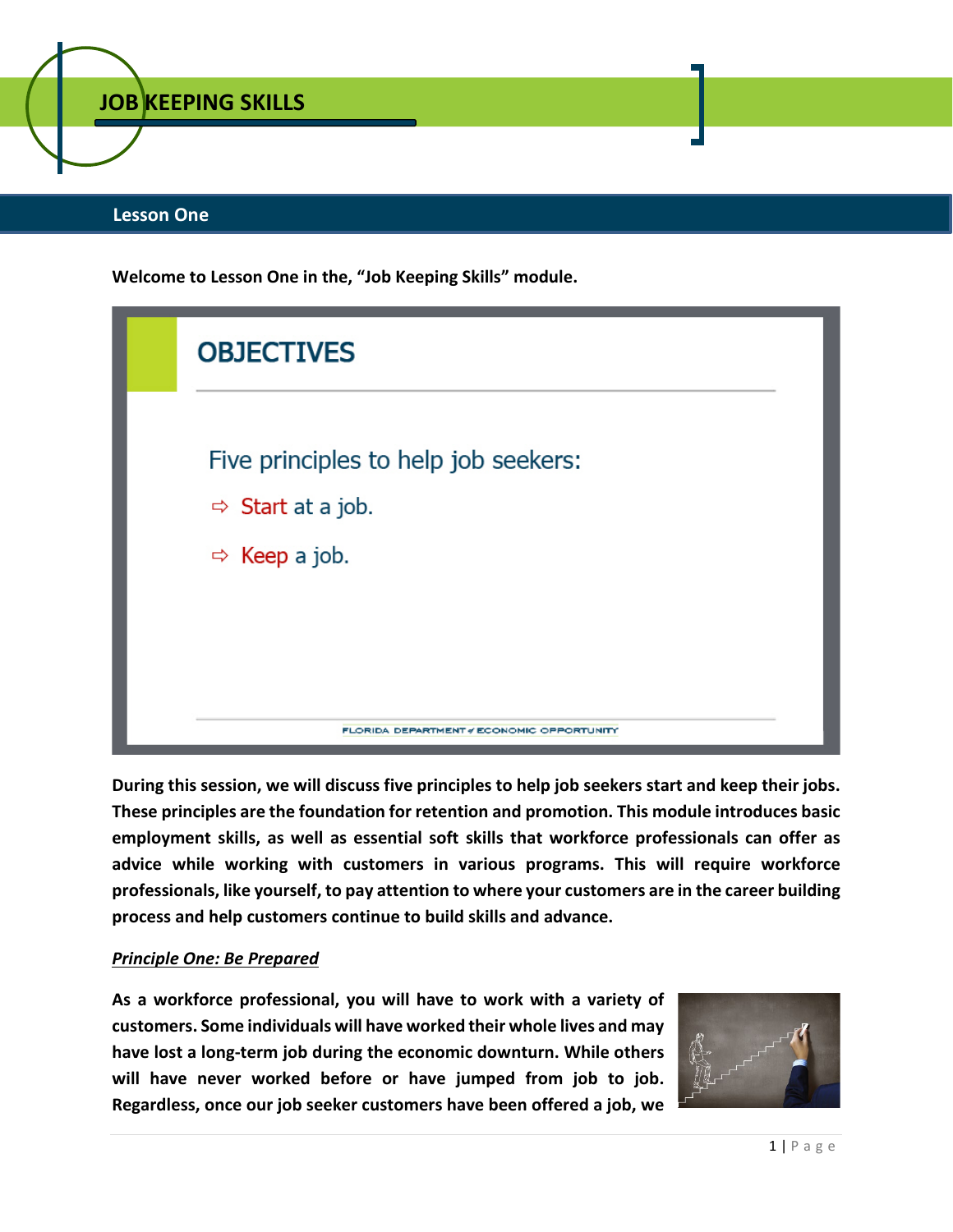# JOB KEEPING SKILLS

## Lesson One

**Welcome to Lesson One in the, "Job Keeping Skills" module.**

### OBJECTIVES

Five principles to help job seekers:

- Start at a job.
- Keep a job.

FLORIDA DEPARTMENT of ECONOMIC OPPORTUNITY

**During this session, we will discuss five principles to help job seekers start and keep their jobs. These principles are the foundation for retention and promotion. This module introduces basic employment skills, as well as essential soft skills that workforce professionals can offer as advice while working with customers in various programs. This will require workforce professionals, like yourself, to pay attention to where your customers are in the career building process and help customers continue to build skills and advance.**

***Principle One: Be Prepared***

**As a workforce professional, you will have to work with a variety of customers. Some individuals will have worked their whole lives and may have lost a long-term job during the economic downturn. While others will have never worked before or have jumped from job to job. Regardless, once our job seeker customers have been offered a job, we**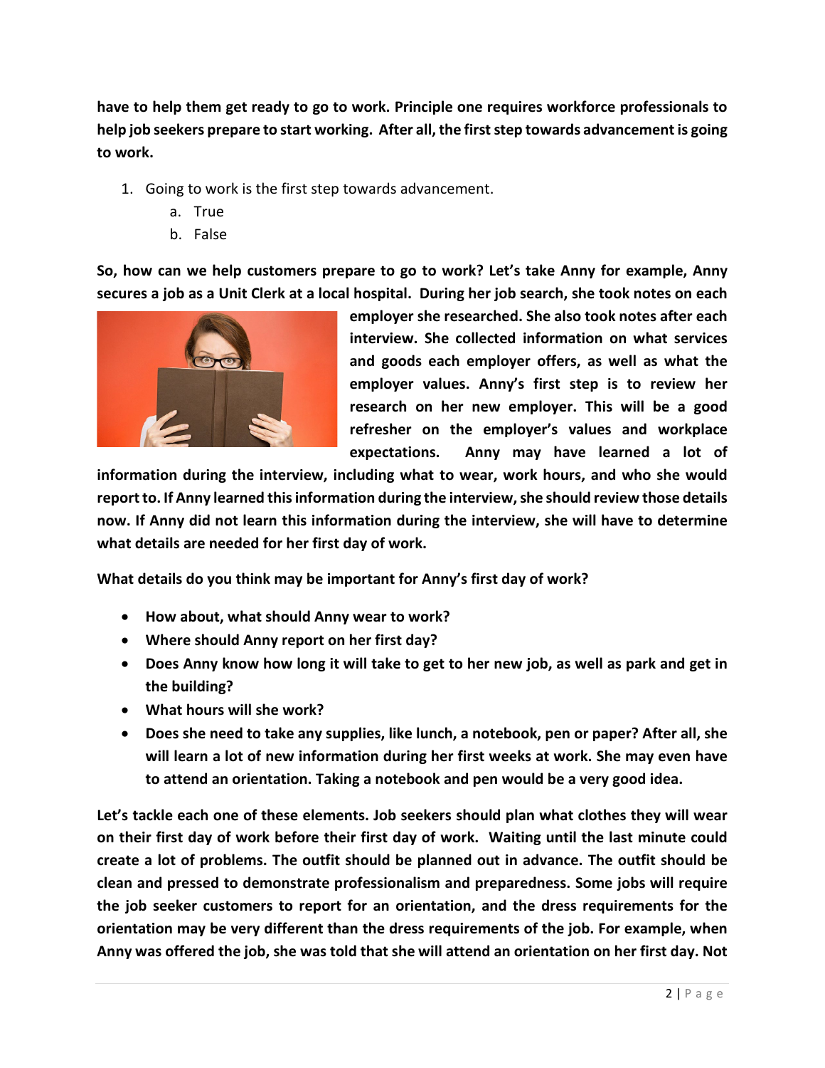**have to help them get ready to go to work. Principle one requires workforce professionals to help job seekers prepare to start working. After all, the first step towards advancement is going to work.**

1. Going to work is the first step towards advancement.
   a. True
   b. False

**So, how can we help customers prepare to go to work? Let's take Anny for example, Anny secures a job as a Unit Clerk at a local hospital. During her job search, she took notes on each employer she researched. She also took notes after each interview. She collected information on what services and goods each employer offers, as well as what the employer values. Anny's first step is to review her research on her new employer. This will be a good refresher on the employer's values and workplace expectations. Anny may have learned a lot of information during the interview, including what to wear, work hours, and who she would report to. If Anny learned this information during the interview, she should review those details now. If Anny did not learn this information during the interview, she will have to determine what details are needed for her first day of work.**

**What details do you think may be important for Anny's first day of work?**

- **How about, what should Anny wear to work?**
- **Where should Anny report on her first day?**
- **Does Anny know how long it will take to get to her new job, as well as park and get in the building?**
- **What hours will she work?**
- **Does she need to take any supplies, like lunch, a notebook, pen or paper? After all, she will learn a lot of new information during her first weeks at work. She may even have to attend an orientation. Taking a notebook and pen would be a very good idea.**

**Let's tackle each one of these elements. Job seekers should plan what clothes they will wear on their first day of work before their first day of work. Waiting until the last minute could create a lot of problems. The outfit should be planned out in advance. The outfit should be clean and pressed to demonstrate professionalism and preparedness. Some jobs will require the job seeker customers to report for an orientation, and the dress requirements for the orientation may be very different than the dress requirements of the job. For example, when Anny was offered the job, she was told that she will attend an orientation on her first day. Not**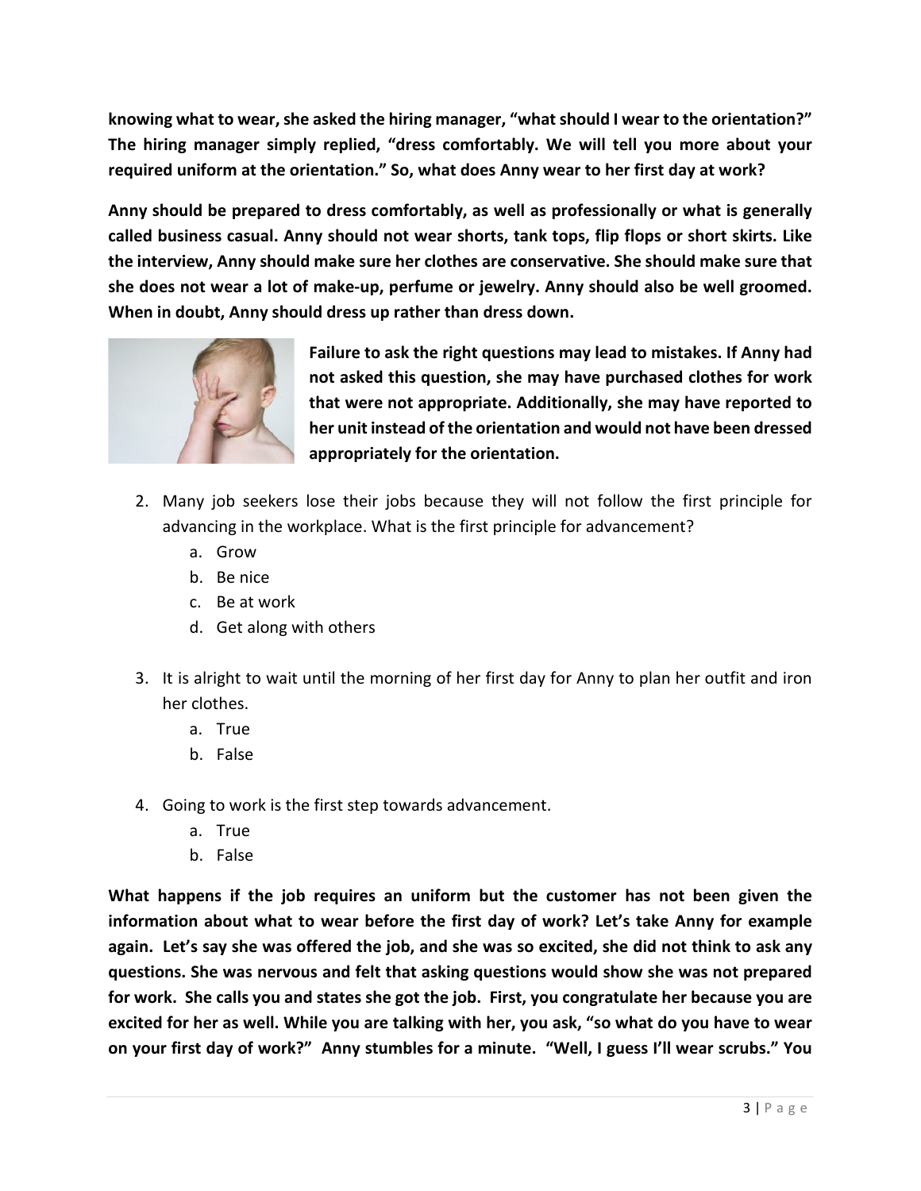**knowing what to wear, she asked the hiring manager, "what should I wear to the orientation?" The hiring manager simply replied, "dress comfortably. We will tell you more about your required uniform at the orientation." So, what does Anny wear to her first day at work?**

**Anny should be prepared to dress comfortably, as well as professionally or what is generally called business casual. Anny should not wear shorts, tank tops, flip flops or short skirts. Like the interview, Anny should make sure her clothes are conservative. She should make sure that she does not wear a lot of make-up, perfume or jewelry. Anny should also be well groomed. When in doubt, Anny should dress up rather than dress down.**

**Failure to ask the right questions may lead to mistakes. If Anny had not asked this question, she may have purchased clothes for work that were not appropriate. Additionally, she may have reported to her unit instead of the orientation and would not have been dressed appropriately for the orientation.**

2. Many job seekers lose their jobs because they will not follow the first principle for advancing in the workplace. What is the first principle for advancement?
   a. Grow
   b. Be nice
   c. Be at work
   d. Get along with others

3. It is alright to wait until the morning of her first day for Anny to plan her outfit and iron her clothes.
   a. True
   b. False

4. Going to work is the first step towards advancement.
   a. True
   b. False

**What happens if the job requires an uniform but the customer has not been given the information about what to wear before the first day of work? Let's take Anny for example again. Let's say she was offered the job, and she was so excited, she did not think to ask any questions. She was nervous and felt that asking questions would show she was not prepared for work. She calls you and states she got the job. First, you congratulate her because you are excited for her as well. While you are talking with her, you ask, "so what do you have to wear on your first day of work?" Anny stumbles for a minute. "Well, I guess I'll wear scrubs." You**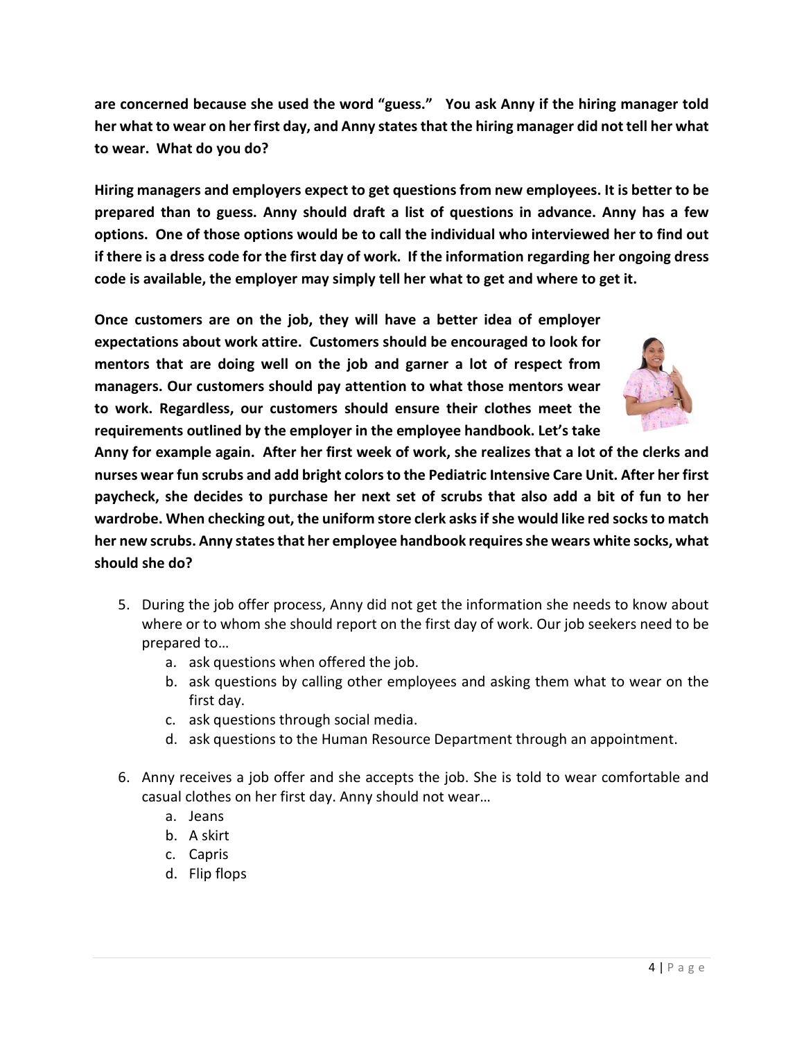**are concerned because she used the word "guess." You ask Anny if the hiring manager told her what to wear on her first day, and Anny states that the hiring manager did not tell her what to wear. What do you do?**

**Hiring managers and employers expect to get questions from new employees. It is better to be prepared than to guess. Anny should draft a list of questions in advance. Anny has a few options. One of those options would be to call the individual who interviewed her to find out if there is a dress code for the first day of work. If the information regarding her ongoing dress code is available, the employer may simply tell her what to get and where to get it.**

**Once customers are on the job, they will have a better idea of employer expectations about work attire. Customers should be encouraged to look for mentors that are doing well on the job and garner a lot of respect from managers. Our customers should pay attention to what those mentors wear to work. Regardless, our customers should ensure their clothes meet the requirements outlined by the employer in the employee handbook. Let's take Anny for example again. After her first week of work, she realizes that a lot of the clerks and nurses wear fun scrubs and add bright colors to the Pediatric Intensive Care Unit. After her first paycheck, she decides to purchase her next set of scrubs that also add a bit of fun to her wardrobe. When checking out, the uniform store clerk asks if she would like red socks to match her new scrubs. Anny states that her employee handbook requires she wears white socks, what should she do?**

5. During the job offer process, Anny did not get the information she needs to know about where or to whom she should report on the first day of work. Our job seekers need to be prepared to…
   a. ask questions when offered the job.
   b. ask questions by calling other employees and asking them what to wear on the first day.
   c. ask questions through social media.
   d. ask questions to the Human Resource Department through an appointment.

6. Anny receives a job offer and she accepts the job. She is told to wear comfortable and casual clothes on her first day. Anny should not wear…
   a. Jeans
   b. A skirt
   c. Capris
   d. Flip flops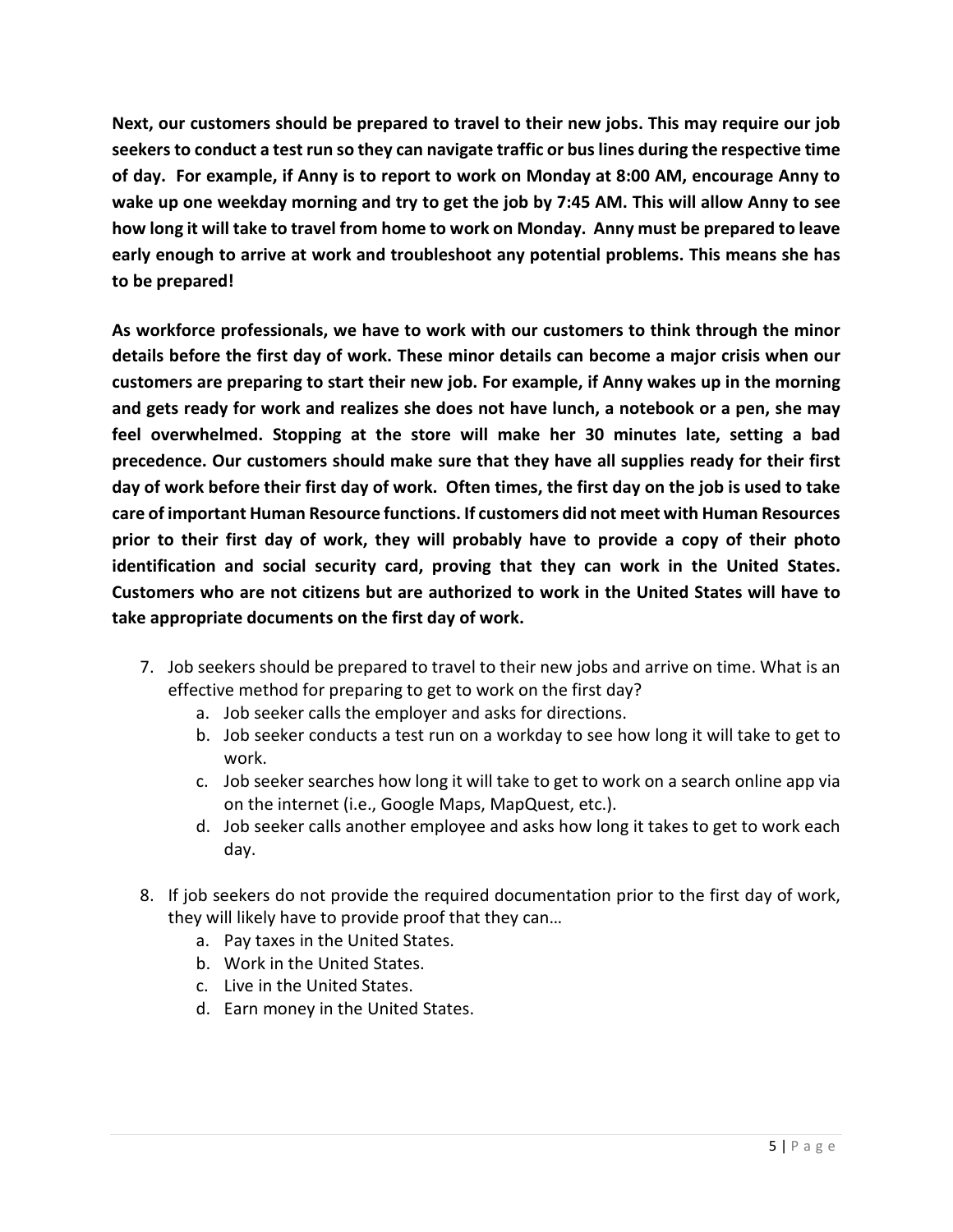**Next, our customers should be prepared to travel to their new jobs. This may require our job seekers to conduct a test run so they can navigate traffic or bus lines during the respective time of day. For example, if Anny is to report to work on Monday at 8:00 AM, encourage Anny to wake up one weekday morning and try to get the job by 7:45 AM. This will allow Anny to see how long it will take to travel from home to work on Monday. Anny must be prepared to leave early enough to arrive at work and troubleshoot any potential problems. This means she has to be prepared!**

**As workforce professionals, we have to work with our customers to think through the minor details before the first day of work. These minor details can become a major crisis when our customers are preparing to start their new job. For example, if Anny wakes up in the morning and gets ready for work and realizes she does not have lunch, a notebook or a pen, she may feel overwhelmed. Stopping at the store will make her 30 minutes late, setting a bad precedence. Our customers should make sure that they have all supplies ready for their first day of work before their first day of work. Often times, the first day on the job is used to take care of important Human Resource functions. If customers did not meet with Human Resources prior to their first day of work, they will probably have to provide a copy of their photo identification and social security card, proving that they can work in the United States. Customers who are not citizens but are authorized to work in the United States will have to take appropriate documents on the first day of work.**

7. Job seekers should be prepared to travel to their new jobs and arrive on time. What is an effective method for preparing to get to work on the first day?
   a. Job seeker calls the employer and asks for directions.
   b. Job seeker conducts a test run on a workday to see how long it will take to get to work.
   c. Job seeker searches how long it will take to get to work on a search online app via on the internet (i.e., Google Maps, MapQuest, etc.).
   d. Job seeker calls another employee and asks how long it takes to get to work each day.

8. If job seekers do not provide the required documentation prior to the first day of work, they will likely have to provide proof that they can…
   a. Pay taxes in the United States.
   b. Work in the United States.
   c. Live in the United States.
   d. Earn money in the United States.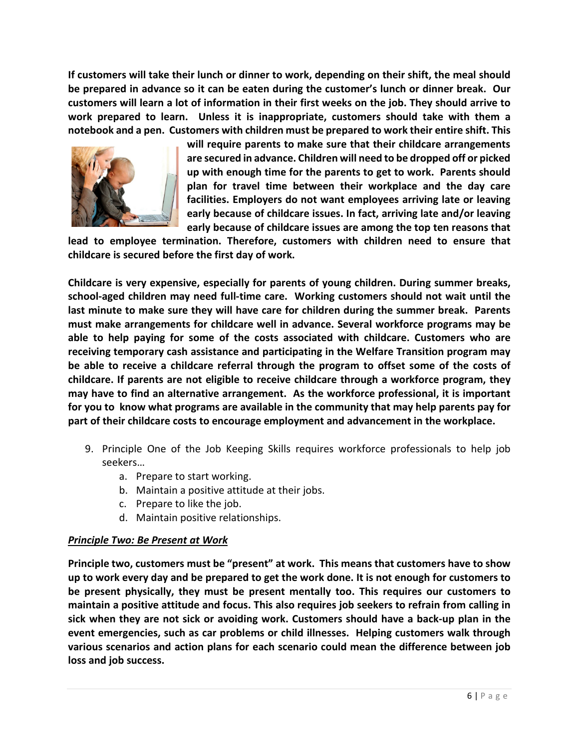**If customers will take their lunch or dinner to work, depending on their shift, the meal should be prepared in advance so it can be eaten during the customer's lunch or dinner break. Our customers will learn a lot of information in their first weeks on the job. They should arrive to work prepared to learn. Unless it is inappropriate, customers should take with them a notebook and a pen. Customers with children must be prepared to work their entire shift. This will require parents to make sure that their childcare arrangements are secured in advance. Children will need to be dropped off or picked up with enough time for the parents to get to work. Parents should plan for travel time between their workplace and the day care facilities. Employers do not want employees arriving late or leaving early because of childcare issues. In fact, arriving late and/or leaving early because of childcare issues are among the top ten reasons that lead to employee termination. Therefore, customers with children need to ensure that childcare is secured before the first day of work.**

**Childcare is very expensive, especially for parents of young children. During summer breaks, school-aged children may need full-time care. Working customers should not wait until the last minute to make sure they will have care for children during the summer break. Parents must make arrangements for childcare well in advance. Several workforce programs may be able to help paying for some of the costs associated with childcare. Customers who are receiving temporary cash assistance and participating in the Welfare Transition program may be able to receive a childcare referral through the program to offset some of the costs of childcare. If parents are not eligible to receive childcare through a workforce program, they may have to find an alternative arrangement. As the workforce professional, it is important for you to know what programs are available in the community that may help parents pay for part of their childcare costs to encourage employment and advancement in the workplace.**

9. Principle One of the Job Keeping Skills requires workforce professionals to help job seekers…
   a. Prepare to start working.
   b. Maintain a positive attitude at their jobs.
   c. Prepare to like the job.
   d. Maintain positive relationships.

***Principle Two: Be Present at Work***

**Principle two, customers must be "present" at work. This means that customers have to show up to work every day and be prepared to get the work done. It is not enough for customers to be present physically, they must be present mentally too. This requires our customers to maintain a positive attitude and focus. This also requires job seekers to refrain from calling in sick when they are not sick or avoiding work. Customers should have a back-up plan in the event emergencies, such as car problems or child illnesses. Helping customers walk through various scenarios and action plans for each scenario could mean the difference between job loss and job success.**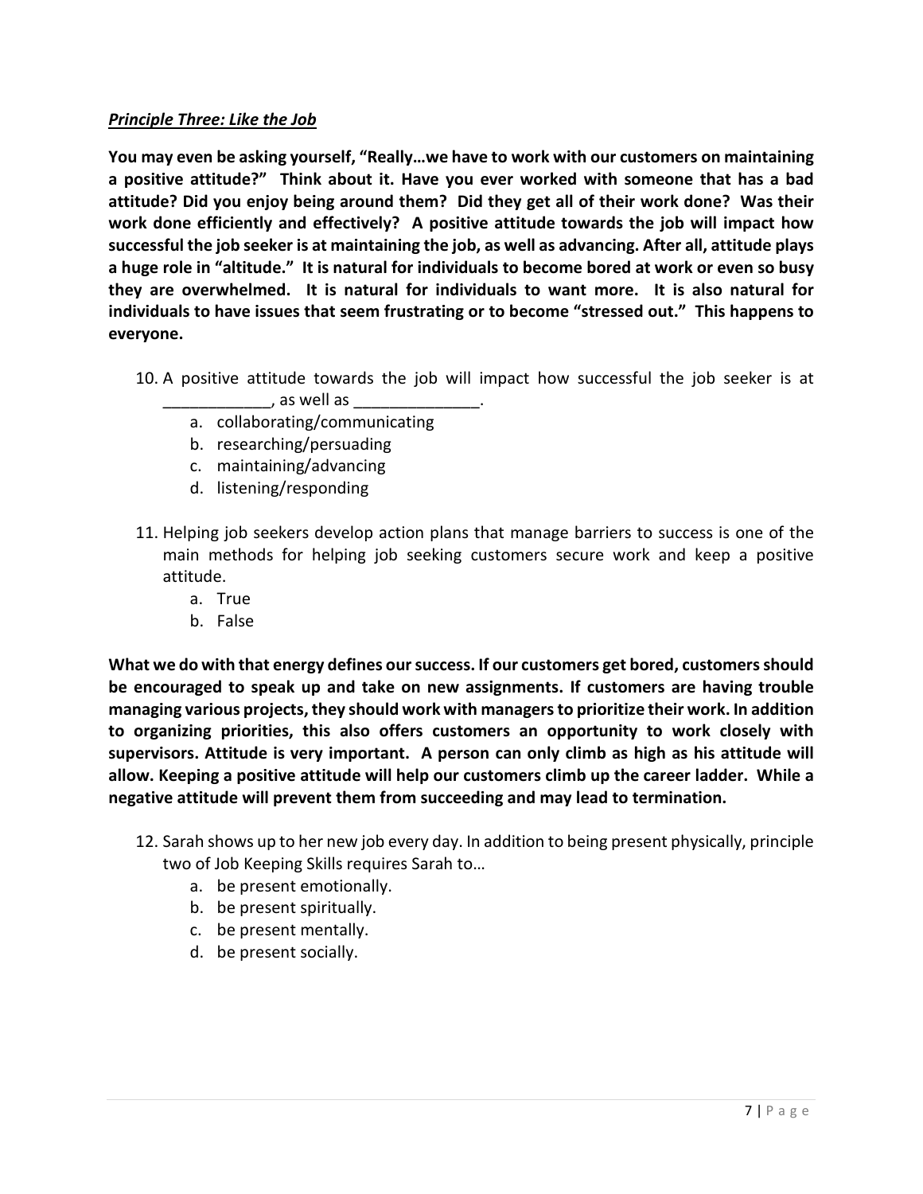***Principle Three: Like the Job***

**You may even be asking yourself, "Really…we have to work with our customers on maintaining a positive attitude?" Think about it. Have you ever worked with someone that has a bad attitude? Did you enjoy being around them? Did they get all of their work done? Was their work done efficiently and effectively? A positive attitude towards the job will impact how successful the job seeker is at maintaining the job, as well as advancing. After all, attitude plays a huge role in "altitude." It is natural for individuals to become bored at work or even so busy they are overwhelmed. It is natural for individuals to want more. It is also natural for individuals to have issues that seem frustrating or to become "stressed out." This happens to everyone.**

10. A positive attitude towards the job will impact how successful the job seeker is at ____________, as well as ______________.
    a. collaborating/communicating
    b. researching/persuading
    c. maintaining/advancing
    d. listening/responding

11. Helping job seekers develop action plans that manage barriers to success is one of the main methods for helping job seeking customers secure work and keep a positive attitude.
    a. True
    b. False

**What we do with that energy defines our success. If our customers get bored, customers should be encouraged to speak up and take on new assignments. If customers are having trouble managing various projects, they should work with managers to prioritize their work. In addition to organizing priorities, this also offers customers an opportunity to work closely with supervisors. Attitude is very important. A person can only climb as high as his attitude will allow. Keeping a positive attitude will help our customers climb up the career ladder. While a negative attitude will prevent them from succeeding and may lead to termination.**

12. Sarah shows up to her new job every day. In addition to being present physically, principle two of Job Keeping Skills requires Sarah to…
    a. be present emotionally.
    b. be present spiritually.
    c. be present mentally.
    d. be present socially.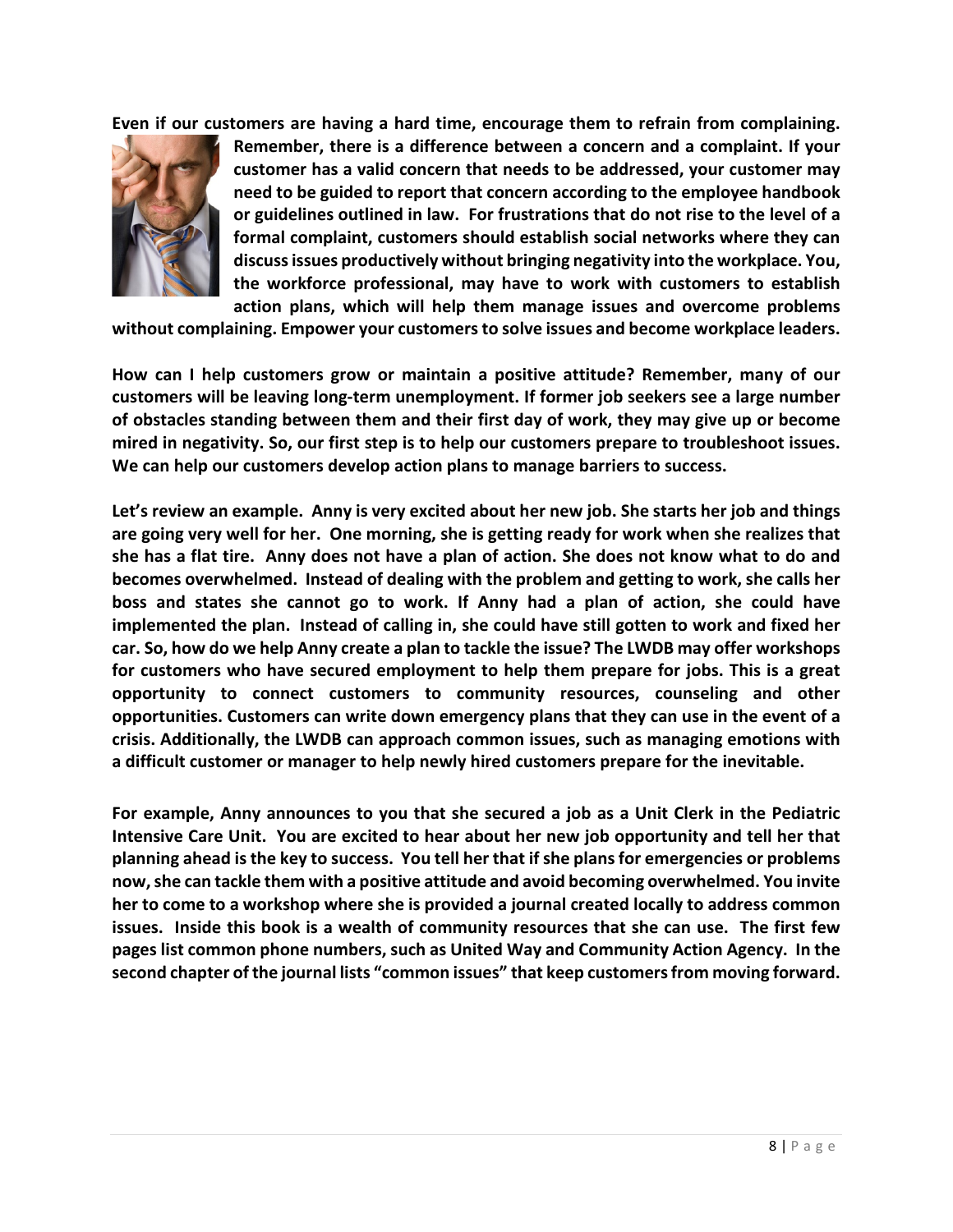**Even if our customers are having a hard time, encourage them to refrain from complaining. Remember, there is a difference between a concern and a complaint. If your customer has a valid concern that needs to be addressed, your customer may need to be guided to report that concern according to the employee handbook or guidelines outlined in law. For frustrations that do not rise to the level of a formal complaint, customers should establish social networks where they can discuss issues productively without bringing negativity into the workplace. You, the workforce professional, may have to work with customers to establish action plans, which will help them manage issues and overcome problems without complaining. Empower your customers to solve issues and become workplace leaders.**

**How can I help customers grow or maintain a positive attitude? Remember, many of our customers will be leaving long-term unemployment. If former job seekers see a large number of obstacles standing between them and their first day of work, they may give up or become mired in negativity. So, our first step is to help our customers prepare to troubleshoot issues. We can help our customers develop action plans to manage barriers to success.**

**Let's review an example. Anny is very excited about her new job. She starts her job and things are going very well for her. One morning, she is getting ready for work when she realizes that she has a flat tire. Anny does not have a plan of action. She does not know what to do and becomes overwhelmed. Instead of dealing with the problem and getting to work, she calls her boss and states she cannot go to work. If Anny had a plan of action, she could have implemented the plan. Instead of calling in, she could have still gotten to work and fixed her car. So, how do we help Anny create a plan to tackle the issue? The LWDB may offer workshops for customers who have secured employment to help them prepare for jobs. This is a great opportunity to connect customers to community resources, counseling and other opportunities. Customers can write down emergency plans that they can use in the event of a crisis. Additionally, the LWDB can approach common issues, such as managing emotions with a difficult customer or manager to help newly hired customers prepare for the inevitable.**

**For example, Anny announces to you that she secured a job as a Unit Clerk in the Pediatric Intensive Care Unit. You are excited to hear about her new job opportunity and tell her that planning ahead is the key to success. You tell her that if she plans for emergencies or problems now, she can tackle them with a positive attitude and avoid becoming overwhelmed. You invite her to come to a workshop where she is provided a journal created locally to address common issues. Inside this book is a wealth of community resources that she can use. The first few pages list common phone numbers, such as United Way and Community Action Agency. In the second chapter of the journal lists "common issues" that keep customers from moving forward.**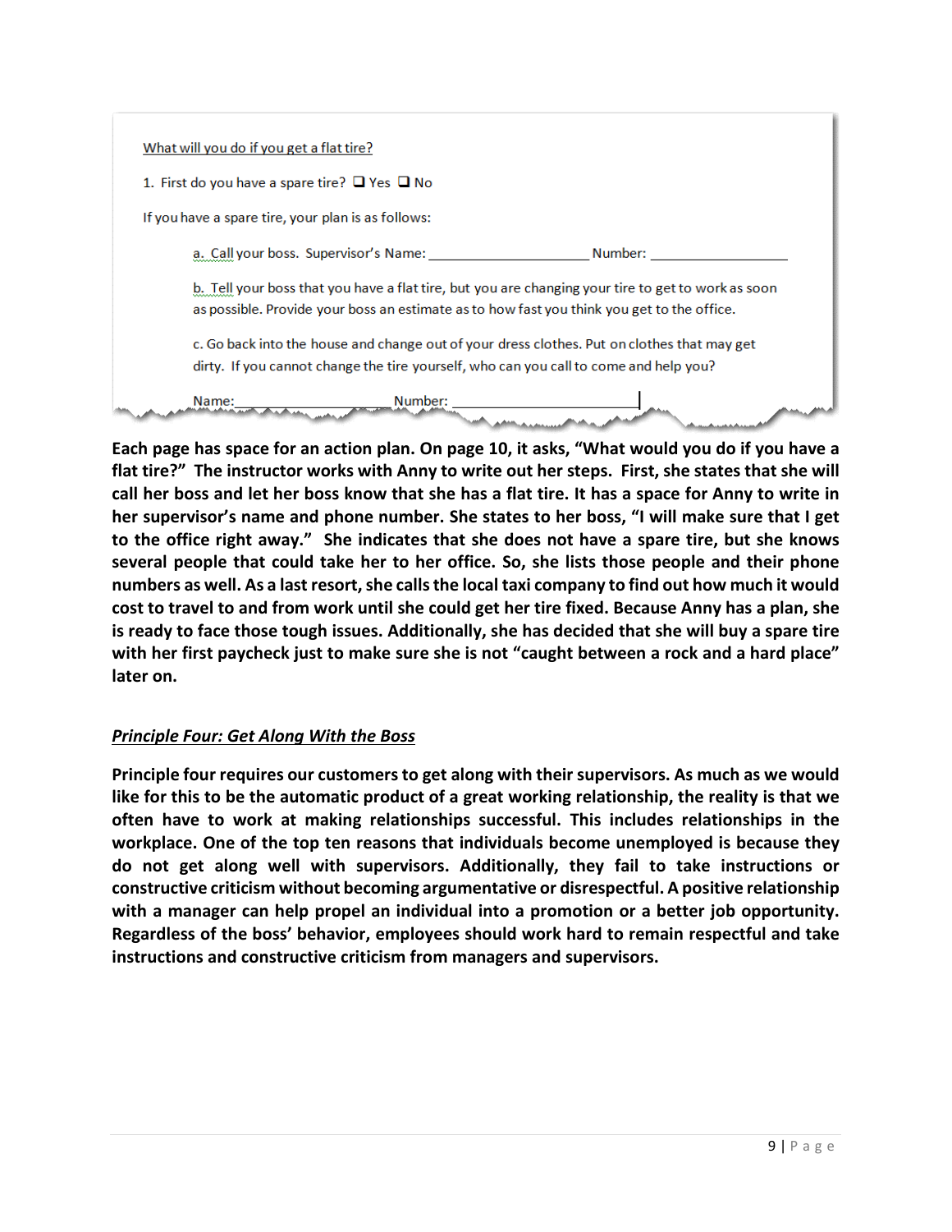What will you do if you get a flat tire?

1. First do you have a spare tire? ❑ Yes ❑ No

If you have a spare tire, your plan is as follows:

a. Call your boss. Supervisor's Name: ____________________ Number: __________________

b. Tell your boss that you have a flat tire, but you are changing your tire to get to work as soon as possible. Provide your boss an estimate as to how fast you think you get to the office.

c. Go back into the house and change out of your dress clothes. Put on clothes that may get dirty. If you cannot change the tire yourself, who can you call to come and help you?

Name: ____________________ Number: ________________________

**Each page has space for an action plan. On page 10, it asks, "What would you do if you have a flat tire?" The instructor works with Anny to write out her steps. First, she states that she will call her boss and let her boss know that she has a flat tire. It has a space for Anny to write in her supervisor's name and phone number. She states to her boss, "I will make sure that I get to the office right away." She indicates that she does not have a spare tire, but she knows several people that could take her to her office. So, she lists those people and their phone numbers as well. As a last resort, she calls the local taxi company to find out how much it would cost to travel to and from work until she could get her tire fixed. Because Anny has a plan, she is ready to face those tough issues. Additionally, she has decided that she will buy a spare tire with her first paycheck just to make sure she is not "caught between a rock and a hard place" later on.**

## ***Principle Four: Get Along With the Boss***

**Principle four requires our customers to get along with their supervisors. As much as we would like for this to be the automatic product of a great working relationship, the reality is that we often have to work at making relationships successful. This includes relationships in the workplace. One of the top ten reasons that individuals become unemployed is because they do not get along well with supervisors. Additionally, they fail to take instructions or constructive criticism without becoming argumentative or disrespectful. A positive relationship with a manager can help propel an individual into a promotion or a better job opportunity. Regardless of the boss' behavior, employees should work hard to remain respectful and take instructions and constructive criticism from managers and supervisors.**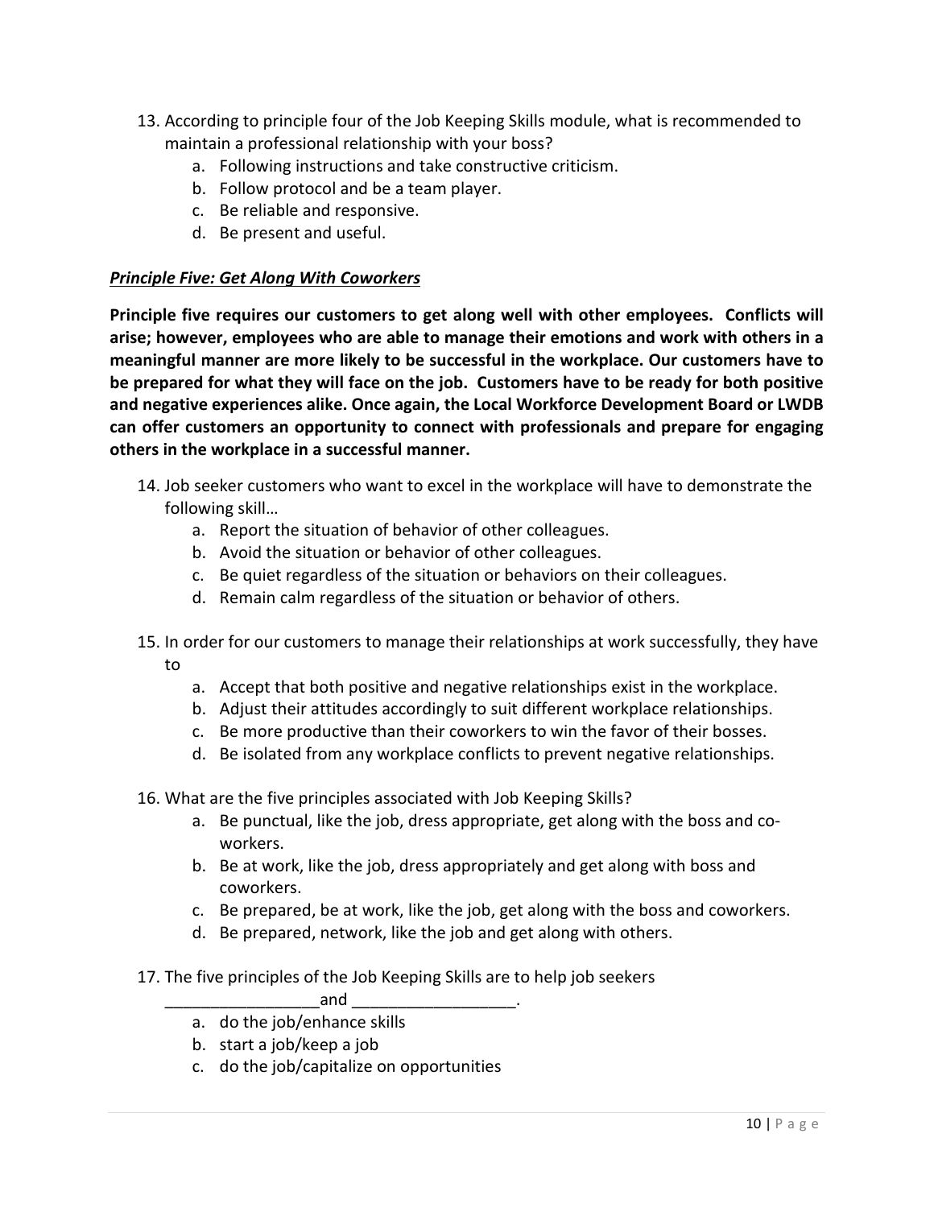13. According to principle four of the Job Keeping Skills module, what is recommended to maintain a professional relationship with your boss?
    a. Following instructions and take constructive criticism.
    b. Follow protocol and be a team player.
    c. Be reliable and responsive.
    d. Be present and useful.

***Principle Five: Get Along With Coworkers***

**Principle five requires our customers to get along well with other employees. Conflicts will arise; however, employees who are able to manage their emotions and work with others in a meaningful manner are more likely to be successful in the workplace. Our customers have to be prepared for what they will face on the job. Customers have to be ready for both positive and negative experiences alike. Once again, the Local Workforce Development Board or LWDB can offer customers an opportunity to connect with professionals and prepare for engaging others in the workplace in a successful manner.**

14. Job seeker customers who want to excel in the workplace will have to demonstrate the following skill…
    a. Report the situation of behavior of other colleagues.
    b. Avoid the situation or behavior of other colleagues.
    c. Be quiet regardless of the situation or behaviors on their colleagues.
    d. Remain calm regardless of the situation or behavior of others.

15. In order for our customers to manage their relationships at work successfully, they have to
    a. Accept that both positive and negative relationships exist in the workplace.
    b. Adjust their attitudes accordingly to suit different workplace relationships.
    c. Be more productive than their coworkers to win the favor of their bosses.
    d. Be isolated from any workplace conflicts to prevent negative relationships.

16. What are the five principles associated with Job Keeping Skills?
    a. Be punctual, like the job, dress appropriate, get along with the boss and co-workers.
    b. Be at work, like the job, dress appropriately and get along with boss and coworkers.
    c. Be prepared, be at work, like the job, get along with the boss and coworkers.
    d. Be prepared, network, like the job and get along with others.

17. The five principles of the Job Keeping Skills are to help job seekers _________________and __________________.
    a. do the job/enhance skills
    b. start a job/keep a job
    c. do the job/capitalize on opportunities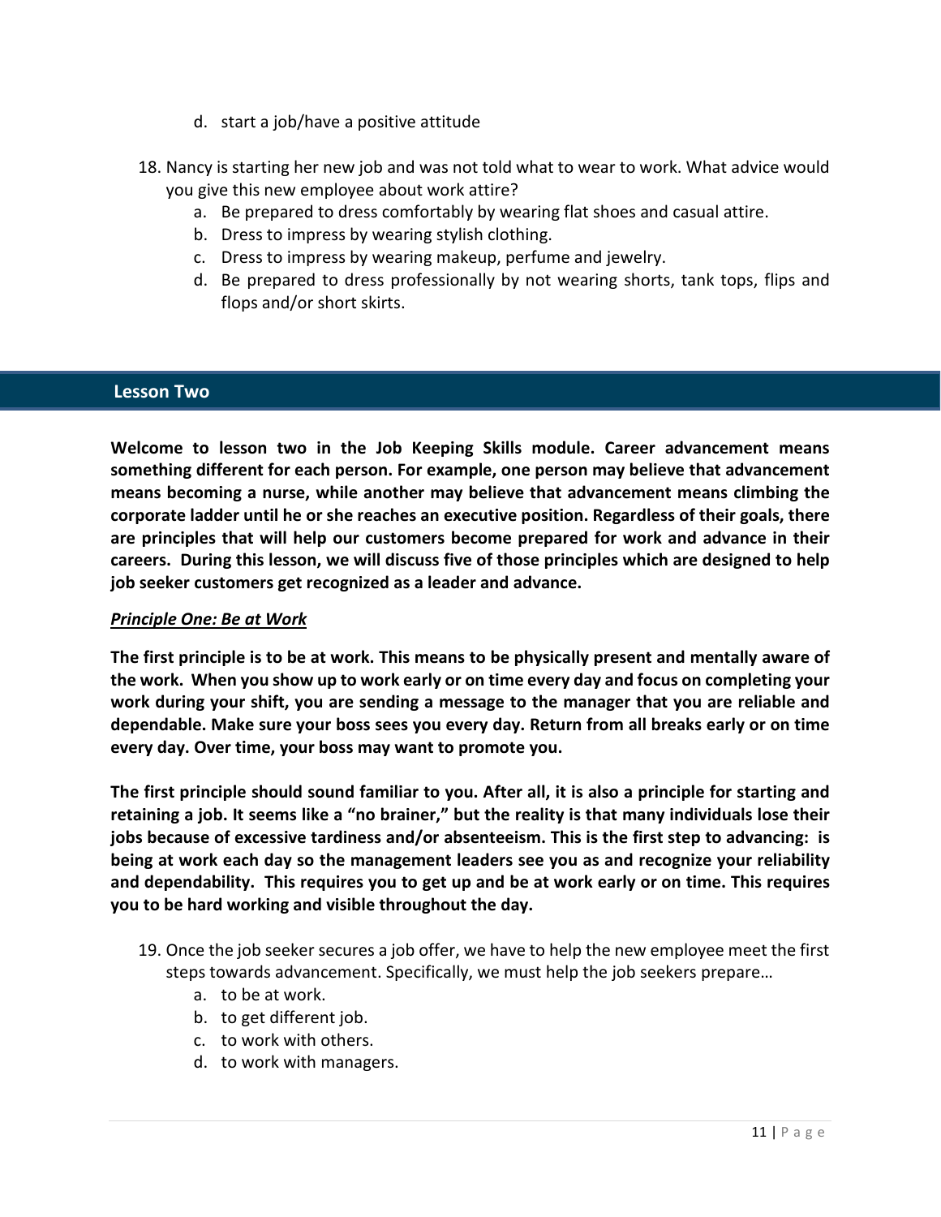d. start a job/have a positive attitude

18. Nancy is starting her new job and was not told what to wear to work. What advice would you give this new employee about work attire?
    a. Be prepared to dress comfortably by wearing flat shoes and casual attire.
    b. Dress to impress by wearing stylish clothing.
    c. Dress to impress by wearing makeup, perfume and jewelry.
    d. Be prepared to dress professionally by not wearing shorts, tank tops, flips and flops and/or short skirts.

## Lesson Two

**Welcome to lesson two in the Job Keeping Skills module. Career advancement means something different for each person. For example, one person may believe that advancement means becoming a nurse, while another may believe that advancement means climbing the corporate ladder until he or she reaches an executive position. Regardless of their goals, there are principles that will help our customers become prepared for work and advance in their careers. During this lesson, we will discuss five of those principles which are designed to help job seeker customers get recognized as a leader and advance.**

***Principle One: Be at Work***

**The first principle is to be at work. This means to be physically present and mentally aware of the work. When you show up to work early or on time every day and focus on completing your work during your shift, you are sending a message to the manager that you are reliable and dependable. Make sure your boss sees you every day. Return from all breaks early or on time every day. Over time, your boss may want to promote you.**

**The first principle should sound familiar to you. After all, it is also a principle for starting and retaining a job. It seems like a "no brainer," but the reality is that many individuals lose their jobs because of excessive tardiness and/or absenteeism. This is the first step to advancing: is being at work each day so the management leaders see you as and recognize your reliability and dependability. This requires you to get up and be at work early or on time. This requires you to be hard working and visible throughout the day.**

19. Once the job seeker secures a job offer, we have to help the new employee meet the first steps towards advancement. Specifically, we must help the job seekers prepare…
    a. to be at work.
    b. to get different job.
    c. to work with others.
    d. to work with managers.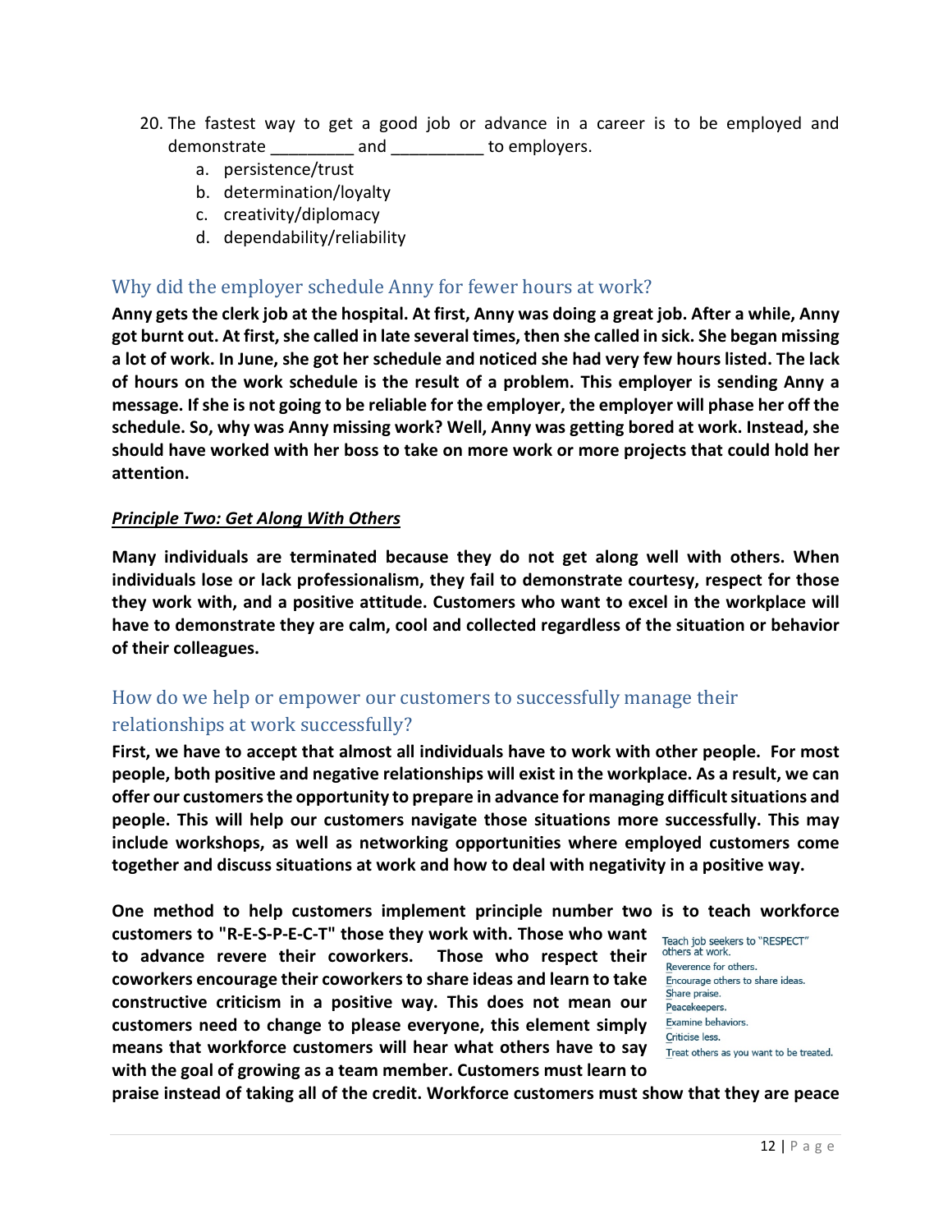20. The fastest way to get a good job or advance in a career is to be employed and demonstrate _________ and __________ to employers.
    a. persistence/trust
    b. determination/loyalty
    c. creativity/diplomacy
    d. dependability/reliability

## Why did the employer schedule Anny for fewer hours at work?

**Anny gets the clerk job at the hospital. At first, Anny was doing a great job. After a while, Anny got burnt out. At first, she called in late several times, then she called in sick. She began missing a lot of work. In June, she got her schedule and noticed she had very few hours listed. The lack of hours on the work schedule is the result of a problem. This employer is sending Anny a message. If she is not going to be reliable for the employer, the employer will phase her off the schedule. So, why was Anny missing work? Well, Anny was getting bored at work. Instead, she should have worked with her boss to take on more work or more projects that could hold her attention.**

***Principle Two: Get Along With Others***

**Many individuals are terminated because they do not get along well with others. When individuals lose or lack professionalism, they fail to demonstrate courtesy, respect for those they work with, and a positive attitude. Customers who want to excel in the workplace will have to demonstrate they are calm, cool and collected regardless of the situation or behavior of their colleagues.**

## How do we help or empower our customers to successfully manage their relationships at work successfully?

**First, we have to accept that almost all individuals have to work with other people. For most people, both positive and negative relationships will exist in the workplace. As a result, we can offer our customers the opportunity to prepare in advance for managing difficult situations and people. This will help our customers navigate those situations more successfully. This may include workshops, as well as networking opportunities where employed customers come together and discuss situations at work and how to deal with negativity in a positive way.**

Teach job seekers to "RESPECT" others at work.

- Reverence for others.
- Encourage others to share ideas.
- Share praise.
- Peacekeepers.
- Examine behaviors.
- Criticise less.
- Treat others as you want to be treated.

**One method to help customers implement principle number two is to teach workforce customers to "R-E-S-P-E-C-T" those they work with. Those who want to advance revere their coworkers. Those who respect their coworkers encourage their coworkers to share ideas and learn to take constructive criticism in a positive way. This does not mean our customers need to change to please everyone, this element simply means that workforce customers will hear what others have to say with the goal of growing as a team member. Customers must learn to praise instead of taking all of the credit. Workforce customers must show that they are peace**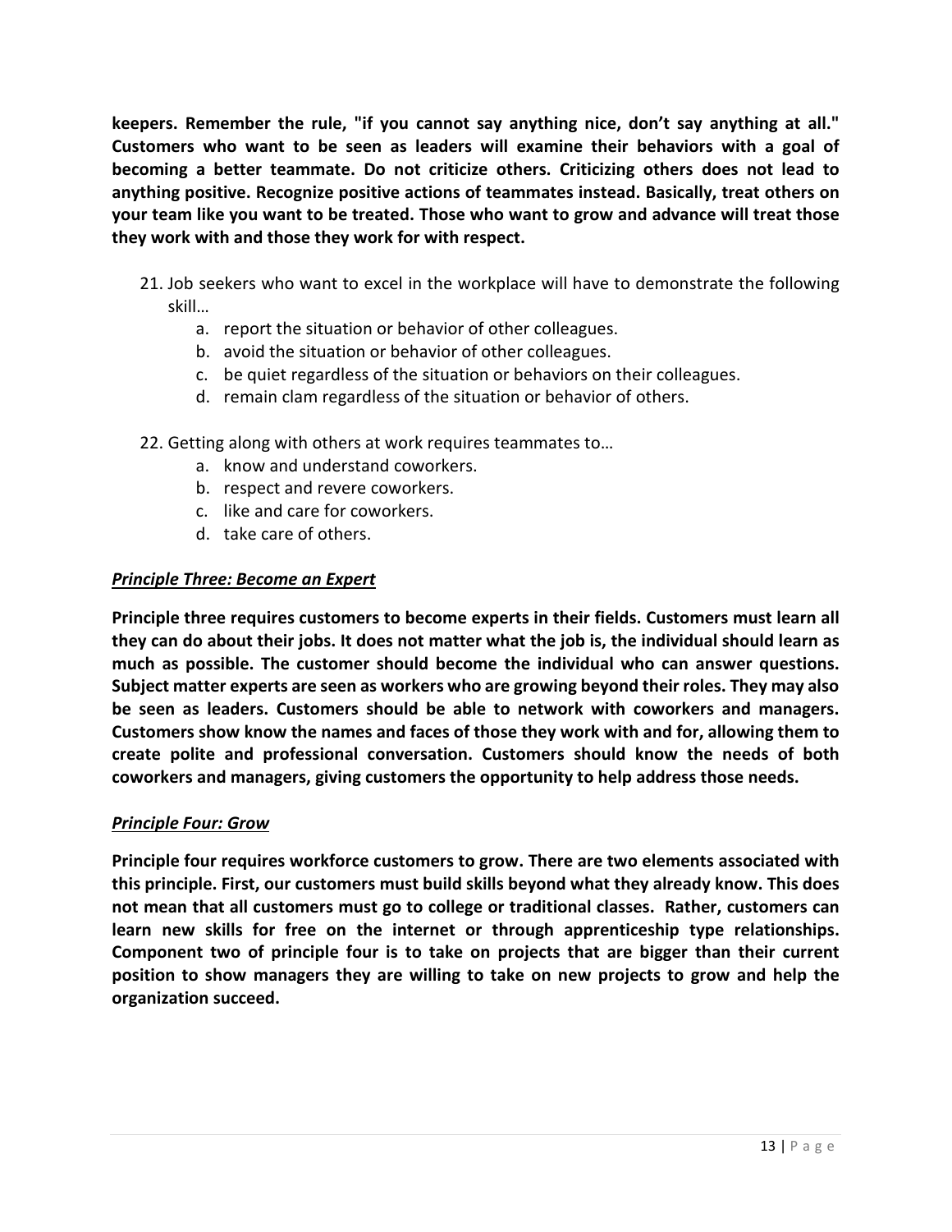**keepers. Remember the rule, "if you cannot say anything nice, don't say anything at all." Customers who want to be seen as leaders will examine their behaviors with a goal of becoming a better teammate. Do not criticize others. Criticizing others does not lead to anything positive. Recognize positive actions of teammates instead. Basically, treat others on your team like you want to be treated. Those who want to grow and advance will treat those they work with and those they work for with respect.**

21. Job seekers who want to excel in the workplace will have to demonstrate the following skill…
    a. report the situation or behavior of other colleagues.
    b. avoid the situation or behavior of other colleagues.
    c. be quiet regardless of the situation or behaviors on their colleagues.
    d. remain clam regardless of the situation or behavior of others.

22. Getting along with others at work requires teammates to…
    a. know and understand coworkers.
    b. respect and revere coworkers.
    c. like and care for coworkers.
    d. take care of others.

***Principle Three: Become an Expert***

**Principle three requires customers to become experts in their fields. Customers must learn all they can do about their jobs. It does not matter what the job is, the individual should learn as much as possible. The customer should become the individual who can answer questions. Subject matter experts are seen as workers who are growing beyond their roles. They may also be seen as leaders. Customers should be able to network with coworkers and managers. Customers show know the names and faces of those they work with and for, allowing them to create polite and professional conversation. Customers should know the needs of both coworkers and managers, giving customers the opportunity to help address those needs.**

***Principle Four: Grow***

**Principle four requires workforce customers to grow. There are two elements associated with this principle. First, our customers must build skills beyond what they already know. This does not mean that all customers must go to college or traditional classes. Rather, customers can learn new skills for free on the internet or through apprenticeship type relationships. Component two of principle four is to take on projects that are bigger than their current position to show managers they are willing to take on new projects to grow and help the organization succeed.**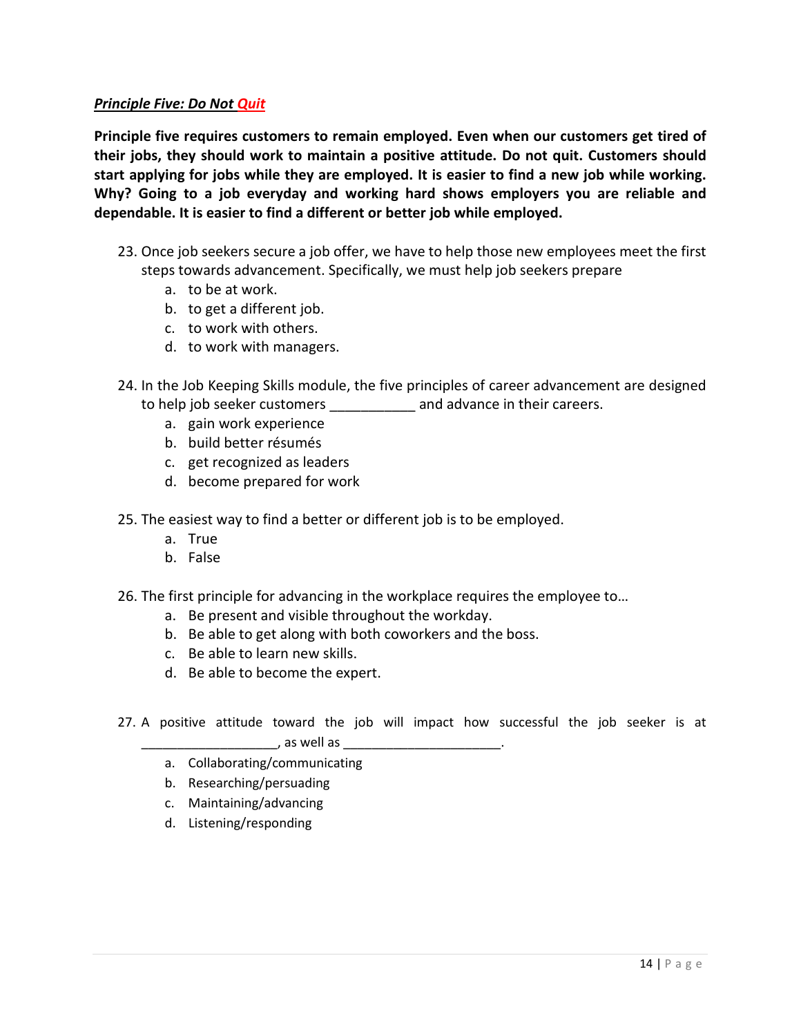***Principle Five: Do Not Quit***

**Principle five requires customers to remain employed. Even when our customers get tired of their jobs, they should work to maintain a positive attitude. Do not quit. Customers should start applying for jobs while they are employed. It is easier to find a new job while working. Why? Going to a job everyday and working hard shows employers you are reliable and dependable. It is easier to find a different or better job while employed.**

23. Once job seekers secure a job offer, we have to help those new employees meet the first steps towards advancement. Specifically, we must help job seekers prepare
    a. to be at work.
    b. to get a different job.
    c. to work with others.
    d. to work with managers.

24. In the Job Keeping Skills module, the five principles of career advancement are designed to help job seeker customers ___________ and advance in their careers.
    a. gain work experience
    b. build better résumés
    c. get recognized as leaders
    d. become prepared for work

25. The easiest way to find a better or different job is to be employed.
    a. True
    b. False

26. The first principle for advancing in the workplace requires the employee to…
    a. Be present and visible throughout the workday.
    b. Be able to get along with both coworkers and the boss.
    c. Be able to learn new skills.
    d. Be able to become the expert.

27. A positive attitude toward the job will impact how successful the job seeker is at ___________________, as well as ______________________.
    a. Collaborating/communicating
    b. Researching/persuading
    c. Maintaining/advancing
    d. Listening/responding